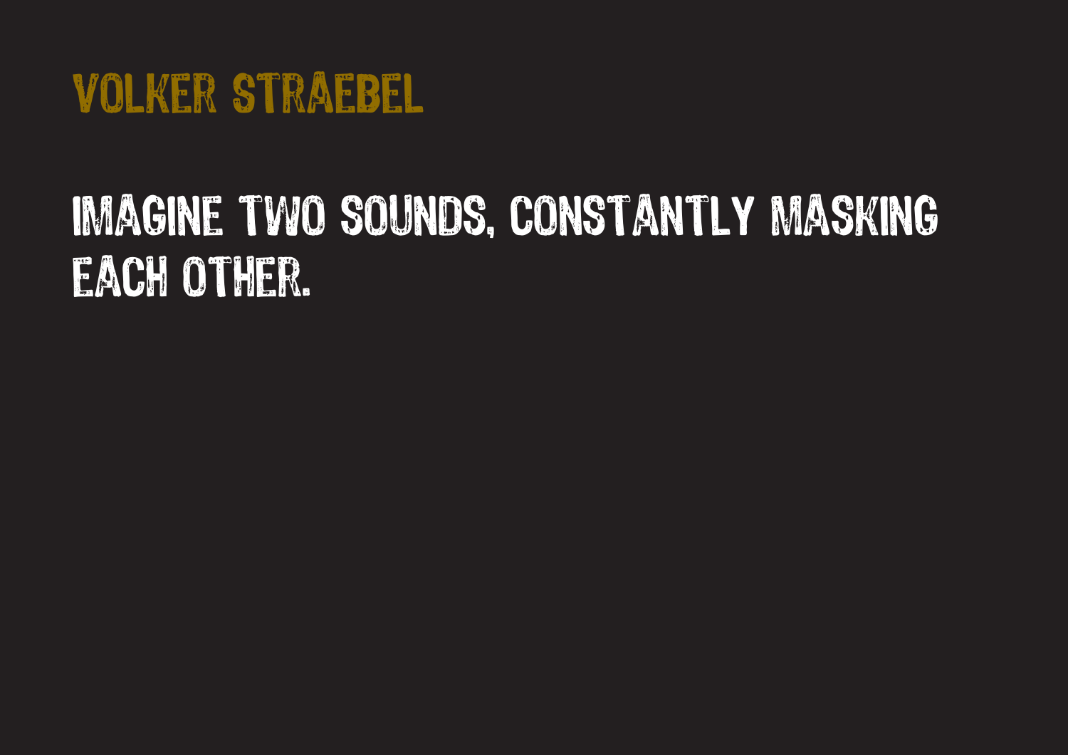# VOLKER STRAEBEL

IMAGINE TWO SOUNDS, CONSTANTLY MASKING EACH OTHER.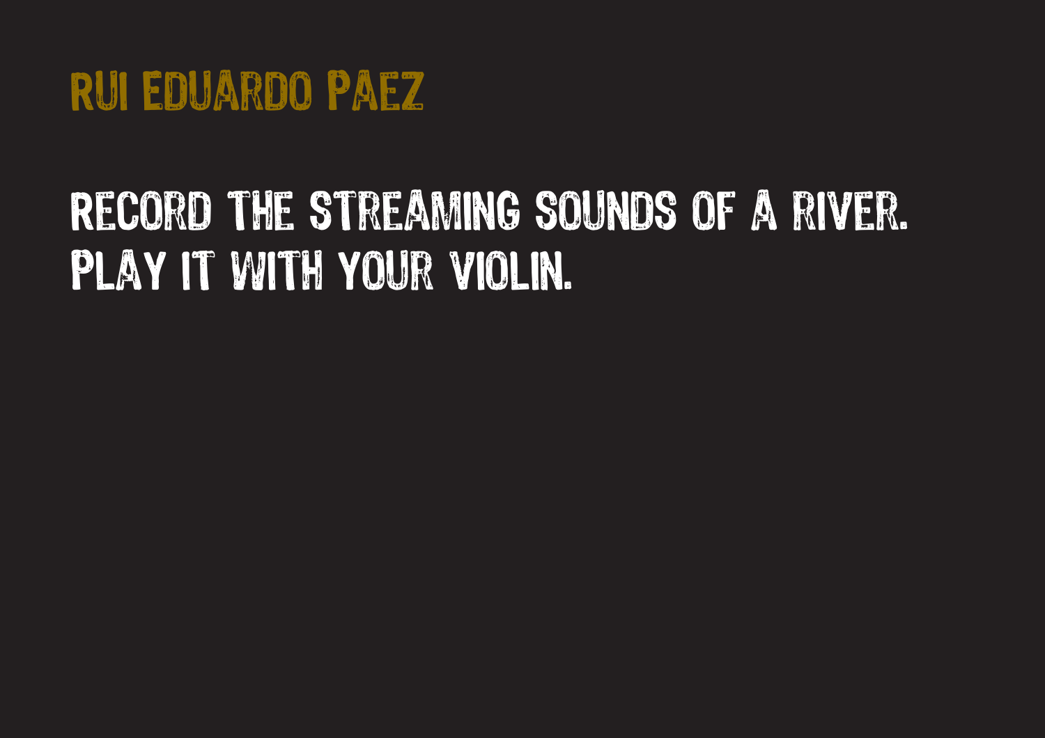# RUI EDUARDO PAEZ

RECORD THE STREAMING SOUNDS OF A RIVER.
PLAY IT WITH YOUR VIOLIN.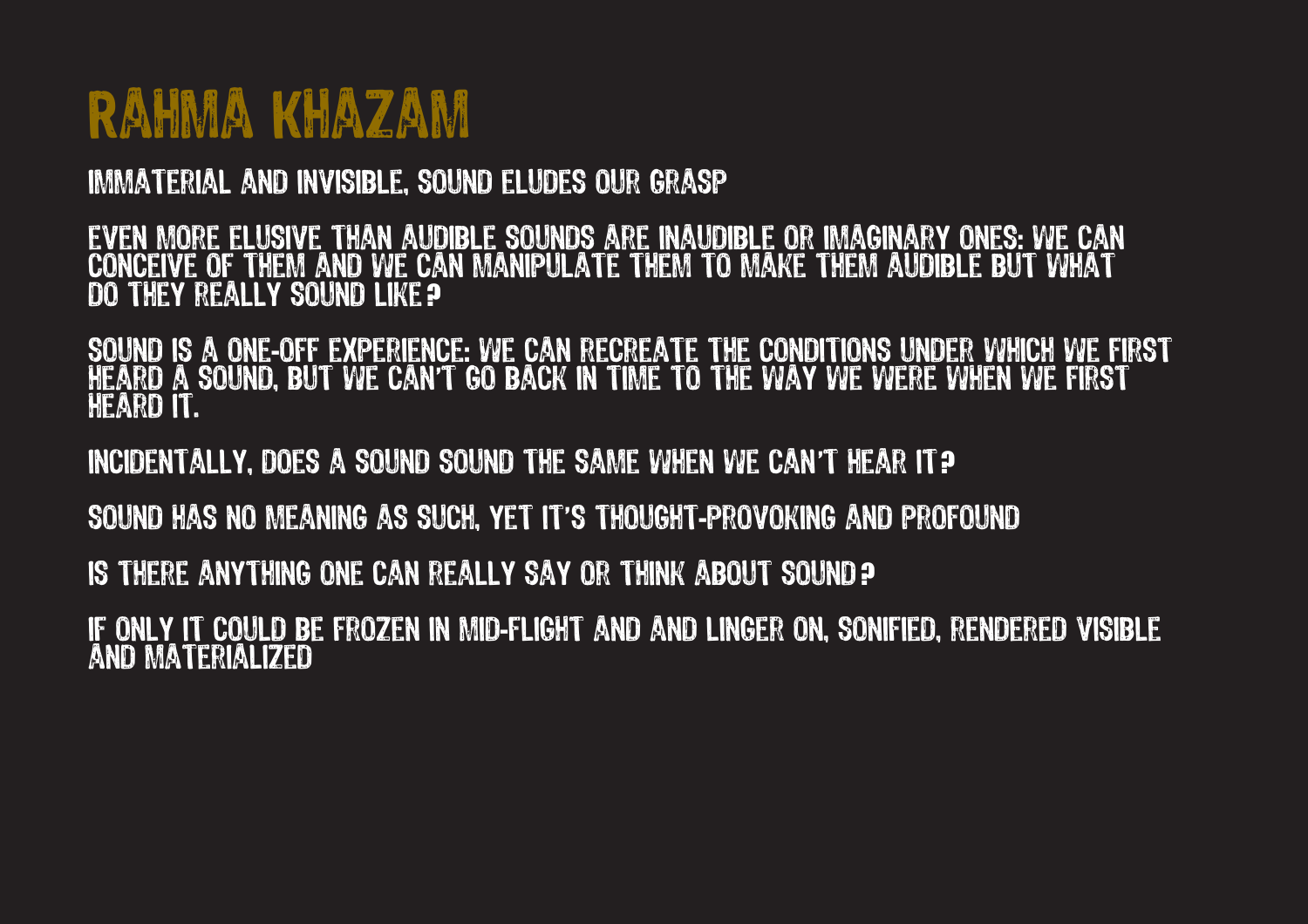# RAHMA KHAZAM

IMMATERIAL AND INVISIBLE, SOUND ELUDES OUR GRASP

EVEN MORE ELUSIVE THAN AUDIBLE SOUNDS ARE INAUDIBLE OR IMAGINARY ONES: WE CAN CONCEIVE OF THEM AND WE CAN MANIPULATE THEM TO MAKE THEM AUDIBLE BUT WHAT DO THEY REALLY SOUND LIKE?

SOUND IS A ONE-OFF EXPERIENCE: WE CAN RECREATE THE CONDITIONS UNDER WHICH WE FIRST HEARD A SOUND, BUT WE CAN'T GO BACK IN TIME TO THE WAY WE WERE WHEN WE FIRST HEARD IT.

INCIDENTALLY, DOES A SOUND SOUND THE SAME WHEN WE CAN'T HEAR IT?

SOUND HAS NO MEANING AS SUCH, YET IT'S THOUGHT-PROVOKING AND PROFOUND

IS THERE ANYTHING ONE CAN REALLY SAY OR THINK ABOUT SOUND?

IF ONLY IT COULD BE FROZEN IN MID-FLIGHT AND AND LINGER ON, SONIFIED, RENDERED VISIBLE AND MATERIALIZED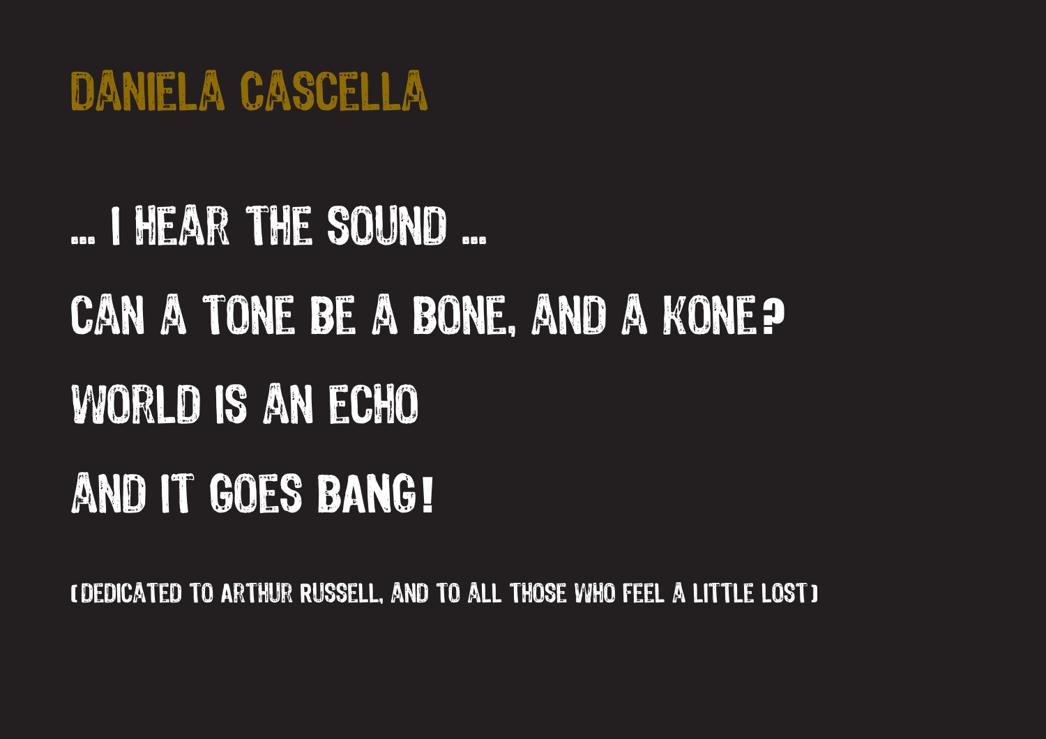# DANIELA CASCELLA

# ... I HEAR THE SOUND ...

# CAN A TONE BE A BONE, AND A KONE?

# WORLD IS AN ECHO

# AND IT GOES BANG!

(DEDICATED TO ARTHUR RUSSELL, AND TO ALL THOSE WHO FEEL A LITTLE LOST)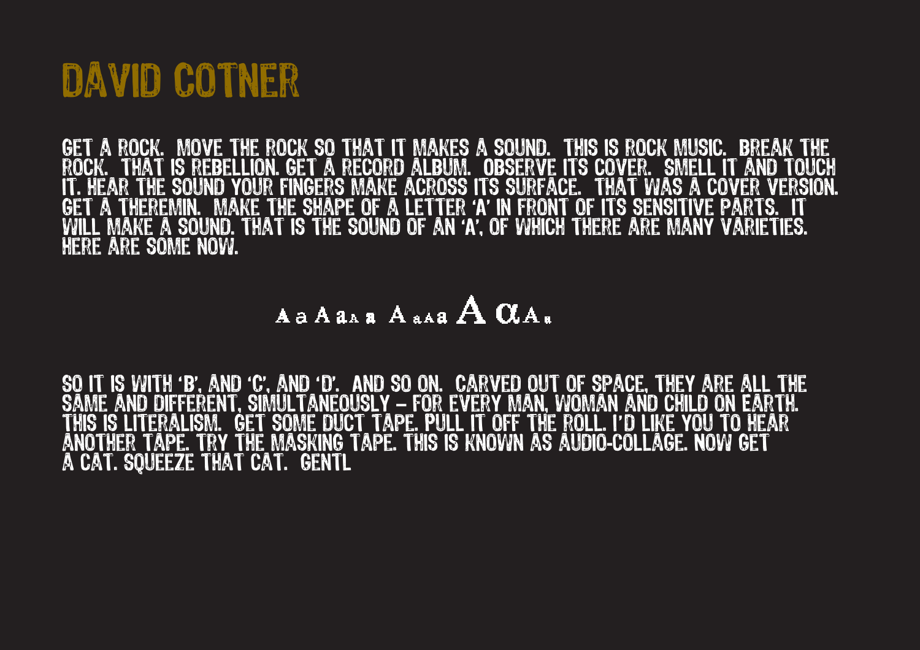# DAVID COTNER

GET A ROCK. MOVE THE ROCK SO THAT IT MAKES A SOUND. THIS IS ROCK MUSIC. BREAK THE ROCK. THAT IS REBELLION. GET A RECORD ALBUM. OBSERVE ITS COVER. SMELL IT AND TOUCH IT. HEAR THE SOUND YOUR FINGERS MAKE ACROSS ITS SURFACE. THAT WAS A COVER VERSION. GET A THEREMIN. MAKE THE SHAPE OF A LETTER 'A' IN FRONT OF ITS SENSITIVE PARTS. IT WILL MAKE A SOUND. THAT IS THE SOUND OF AN 'A', OF WHICH THERE ARE MANY VARIETIES. HERE ARE SOME NOW.

A a A a A a A a A a A α A a

SO IT IS WITH 'B', AND 'C', AND 'D'. AND SO ON. CARVED OUT OF SPACE, THEY ARE ALL THE SAME AND DIFFERENT, SIMULTANEOUSLY – FOR EVERY MAN, WOMAN AND CHILD ON EARTH. THIS IS LITERALISM. GET SOME DUCT TAPE. PULL IT OFF THE ROLL. I'D LIKE YOU TO HEAR ANOTHER TAPE. TRY THE MASKING TAPE. THIS IS KNOWN AS AUDIO-COLLAGE. NOW GET A CAT. SQUEEZE THAT CAT. GENTL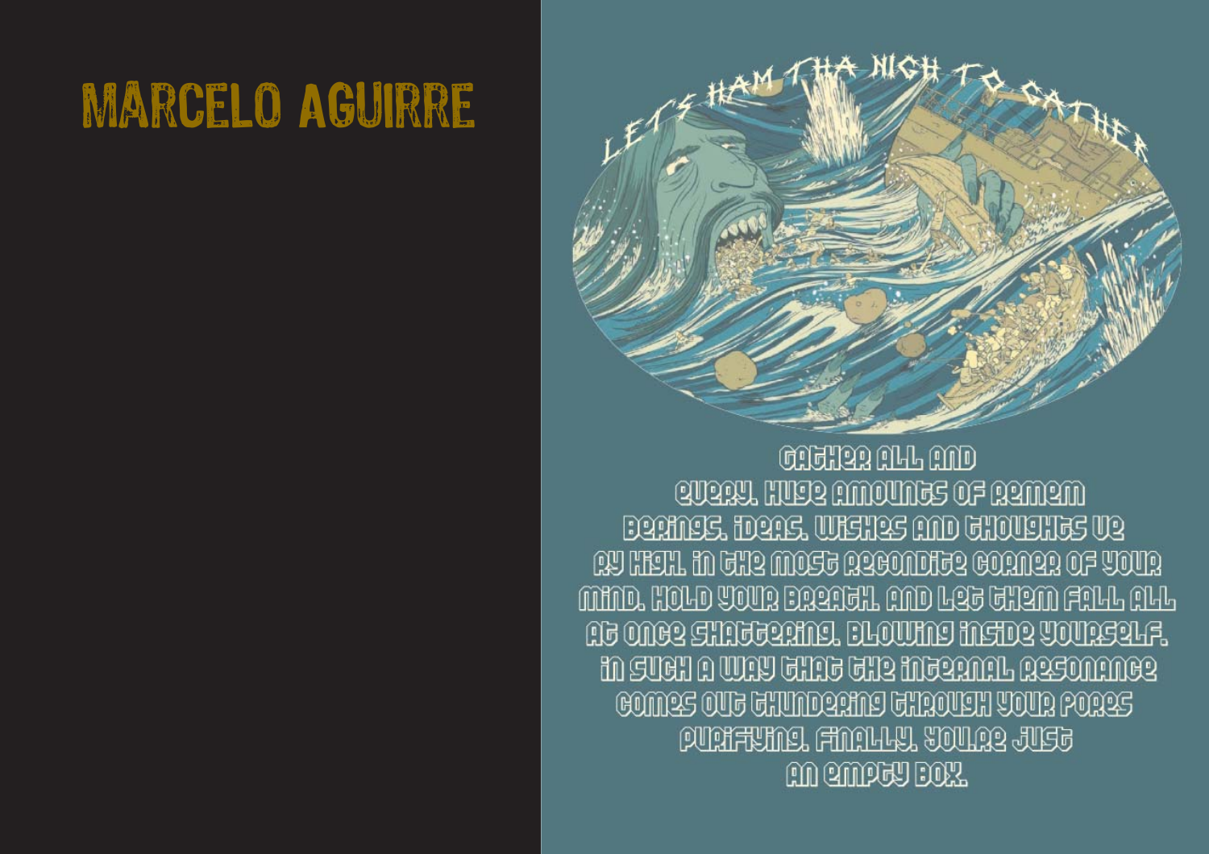# MARCELO AGUIRRE

LET'S HAM THA NIGH TO GATHER

GATHER ALL AND
EVERY. HUGE AMOUNTS OF REMEM
BERINGS. IDEAS. WISHES AND THOUGHTS VE
RY HIGH. IN THE MOST RECONDITE CORNER OF YOUR
MIND. HOLD YOUR BREATH. AND LET THEM FALL ALL
AT ONCE SHATTERING. BLOWING INSIDE YOURSELF.
IN SUCH A WAY THAT THE INTERNAL RESONANCE
COMES OUT THUNDERING THROUGH YOUR PORES
PURIFYING. FINALLY. YOU'RE JUST
AN EMPTY BOX.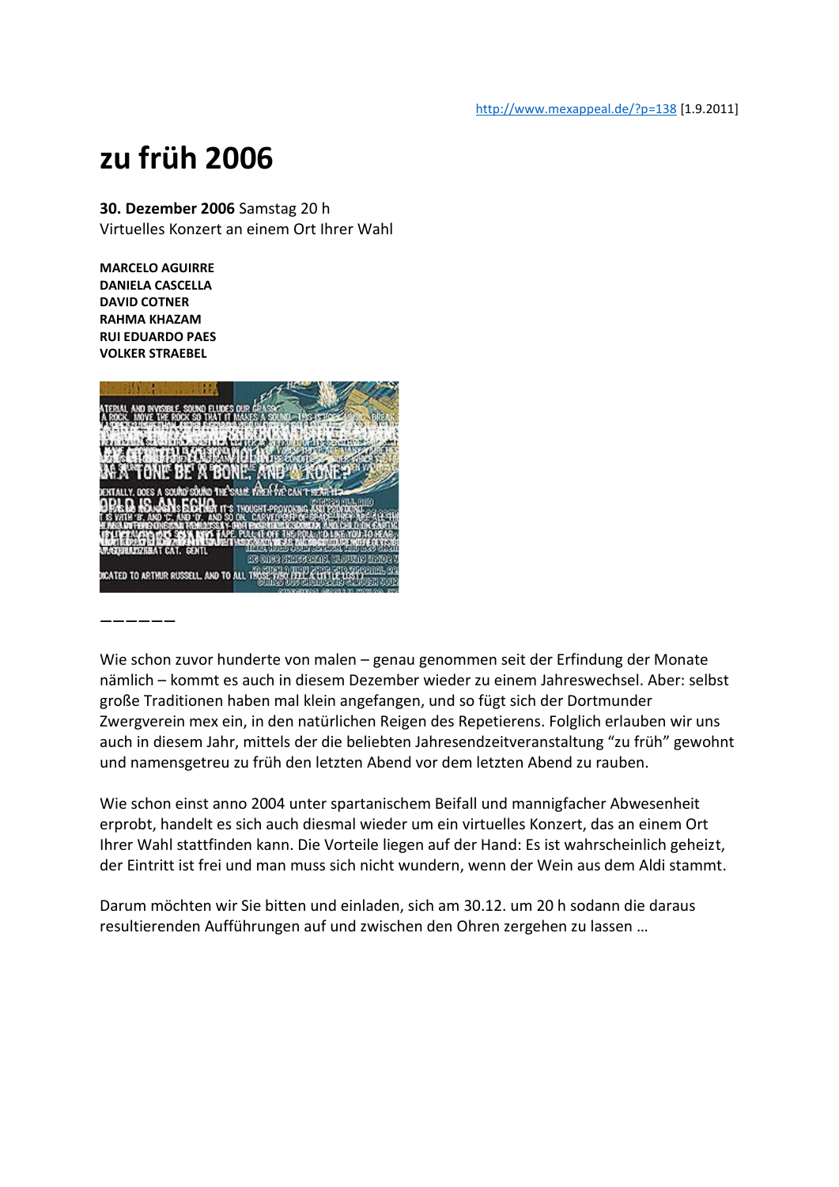http://www.mexappeal.de/?p=138 [1.9.2011]

# zu früh 2006

**30. Dezember 2006** Samstag 20 h
Virtuelles Konzert an einem Ort Ihrer Wahl

**MARCELO AGUIRRE**
**DANIELA CASCELLA**
**DAVID COTNER**
**RAHMA KHAZAM**
**RUI EDUARDO PAES**
**VOLKER STRAEBEL**

——————

Wie schon zuvor hunderte von malen – genau genommen seit der Erfindung der Monate nämlich – kommt es auch in diesem Dezember wieder zu einem Jahreswechsel. Aber: selbst große Traditionen haben mal klein angefangen, und so fügt sich der Dortmunder Zwergverein mex ein, in den natürlichen Reigen des Repetierens. Folglich erlauben wir uns auch in diesem Jahr, mittels der die beliebten Jahresendzeitveranstaltung "zu früh" gewohnt und namensgetreu zu früh den letzten Abend vor dem letzten Abend zu rauben.

Wie schon einst anno 2004 unter spartanischem Beifall und mannigfacher Abwesenheit erprobt, handelt es sich auch diesmal wieder um ein virtuelles Konzert, das an einem Ort Ihrer Wahl stattfinden kann. Die Vorteile liegen auf der Hand: Es ist wahrscheinlich geheizt, der Eintritt ist frei und man muss sich nicht wundern, wenn der Wein aus dem Aldi stammt.

Darum möchten wir Sie bitten und einladen, sich am 30.12. um 20 h sodann die daraus resultierenden Aufführungen auf und zwischen den Ohren zergehen zu lassen …